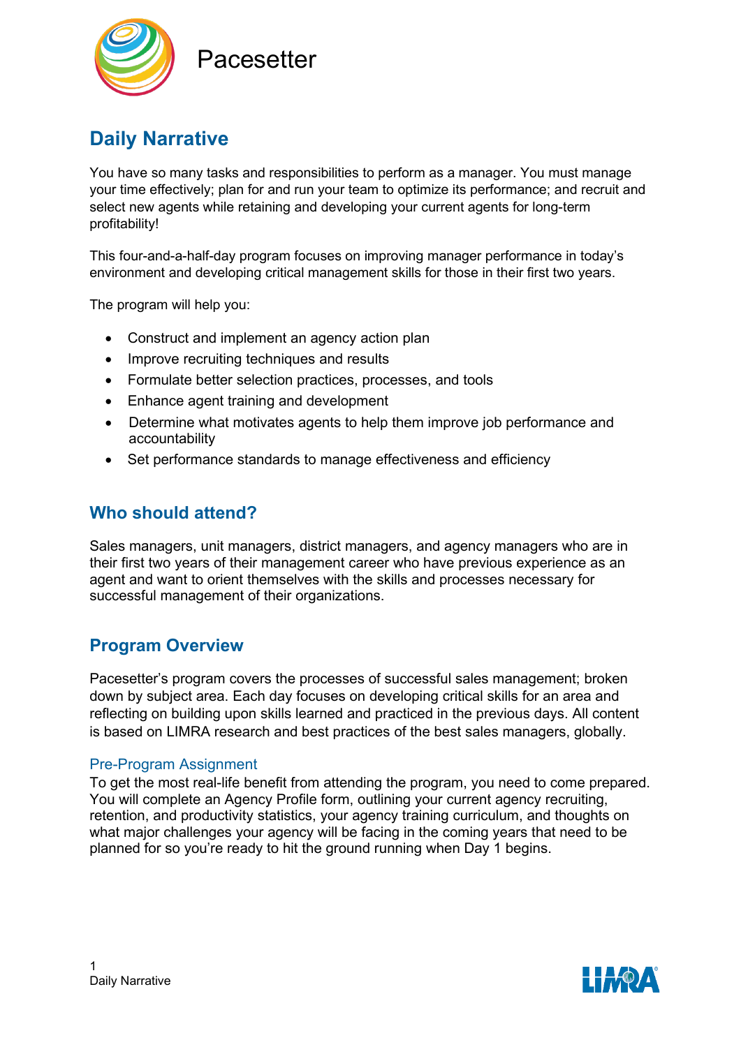Pacesetter

# Daily Narrative

You have so many tasks and responsibilities to perform as a manager. You must manage your time effectively; plan for and run your team to optimize its performance; and recruit and select new agents while retaining and developing your current agents for long-term profitability!

This four-and-a-half-day program focuses on improving manager performance in today's environment and developing critical management skills for those in their first two years.

The program will help you:

- Construct and implement an agency action plan
- Improve recruiting techniques and results
- Formulate better selection practices, processes, and tools
- Enhance agent training and development
- Determine what motivates agents to help them improve job performance and accountability
- Set performance standards to manage effectiveness and efficiency

## Who should attend?

Sales managers, unit managers, district managers, and agency managers who are in their first two years of their management career who have previous experience as an agent and want to orient themselves with the skills and processes necessary for successful management of their organizations.

## Program Overview

Pacesetter's program covers the processes of successful sales management; broken down by subject area. Each day focuses on developing critical skills for an area and reflecting on building upon skills learned and practiced in the previous days. All content is based on LIMRA research and best practices of the best sales managers, globally.

### Pre-Program Assignment

To get the most real-life benefit from attending the program, you need to come prepared. You will complete an Agency Profile form, outlining your current agency recruiting, retention, and productivity statistics, your agency training curriculum, and thoughts on what major challenges your agency will be facing in the coming years that need to be planned for so you're ready to hit the ground running when Day 1 begins.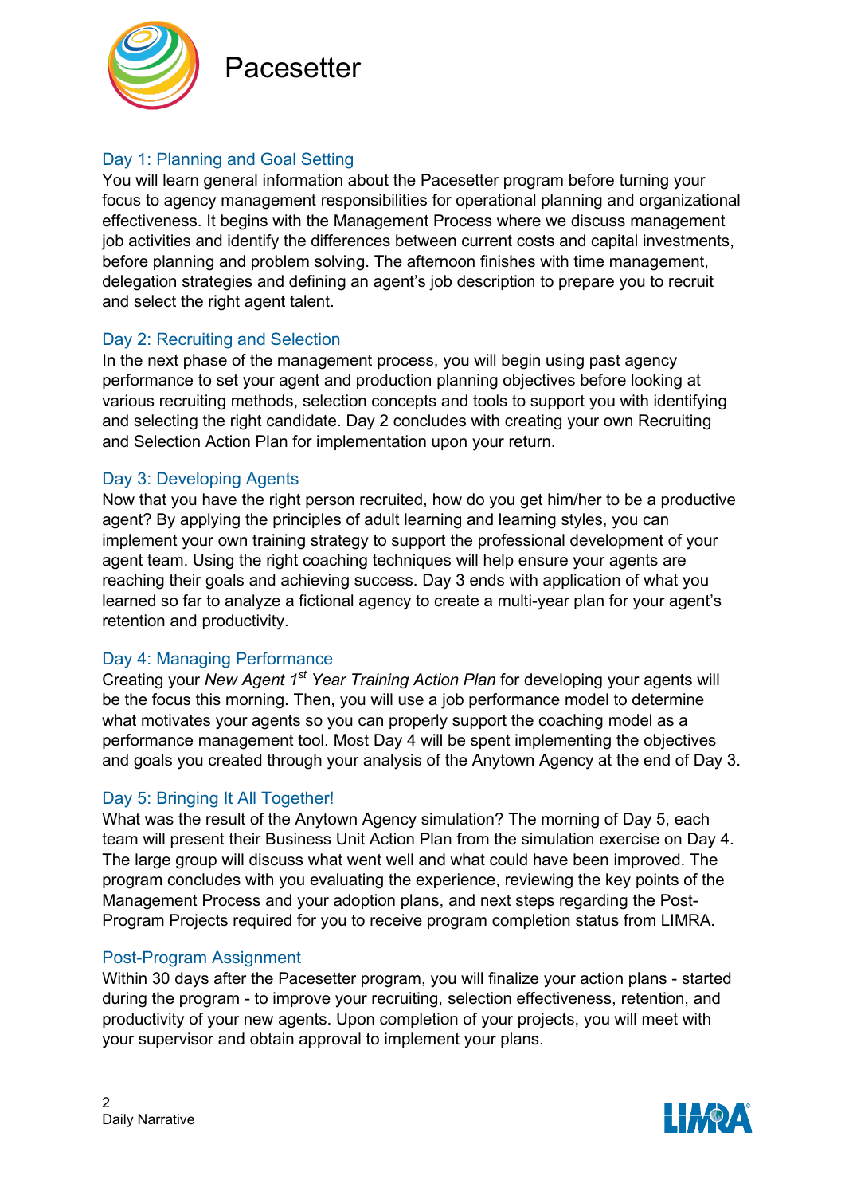Pacesetter

## Day 1: Planning and Goal Setting

You will learn general information about the Pacesetter program before turning your focus to agency management responsibilities for operational planning and organizational effectiveness. It begins with the Management Process where we discuss management job activities and identify the differences between current costs and capital investments, before planning and problem solving. The afternoon finishes with time management, delegation strategies and defining an agent's job description to prepare you to recruit and select the right agent talent.

## Day 2: Recruiting and Selection

In the next phase of the management process, you will begin using past agency performance to set your agent and production planning objectives before looking at various recruiting methods, selection concepts and tools to support you with identifying and selecting the right candidate. Day 2 concludes with creating your own Recruiting and Selection Action Plan for implementation upon your return.

## Day 3: Developing Agents

Now that you have the right person recruited, how do you get him/her to be a productive agent? By applying the principles of adult learning and learning styles, you can implement your own training strategy to support the professional development of your agent team. Using the right coaching techniques will help ensure your agents are reaching their goals and achieving success. Day 3 ends with application of what you learned so far to analyze a fictional agency to create a multi-year plan for your agent's retention and productivity.

## Day 4: Managing Performance

Creating your *New Agent 1st Year Training Action Plan* for developing your agents will be the focus this morning. Then, you will use a job performance model to determine what motivates your agents so you can properly support the coaching model as a performance management tool. Most Day 4 will be spent implementing the objectives and goals you created through your analysis of the Anytown Agency at the end of Day 3.

## Day 5: Bringing It All Together!

What was the result of the Anytown Agency simulation? The morning of Day 5, each team will present their Business Unit Action Plan from the simulation exercise on Day 4. The large group will discuss what went well and what could have been improved. The program concludes with you evaluating the experience, reviewing the key points of the Management Process and your adoption plans, and next steps regarding the Post-Program Projects required for you to receive program completion status from LIMRA.

## Post-Program Assignment

Within 30 days after the Pacesetter program, you will finalize your action plans - started during the program - to improve your recruiting, selection effectiveness, retention, and productivity of your new agents. Upon completion of your projects, you will meet with your supervisor and obtain approval to implement your plans.